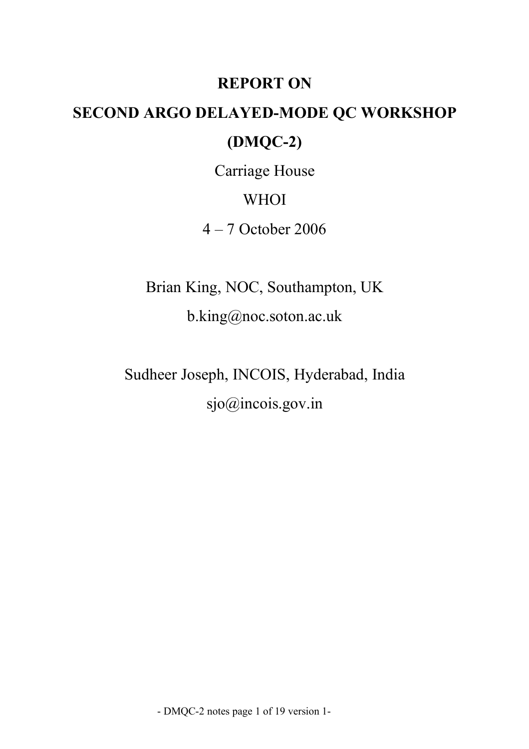# REPORT ON

# SECOND ARGO DELAYED-MODE QC WORKSHOP

# (DMQC-2)

Carriage House

WHOI

4 – 7 October 2006

Brian King, NOC, Southampton, UK

b.king@noc.soton.ac.uk

Sudheer Joseph, INCOIS, Hyderabad, India

sjo@incois.gov.in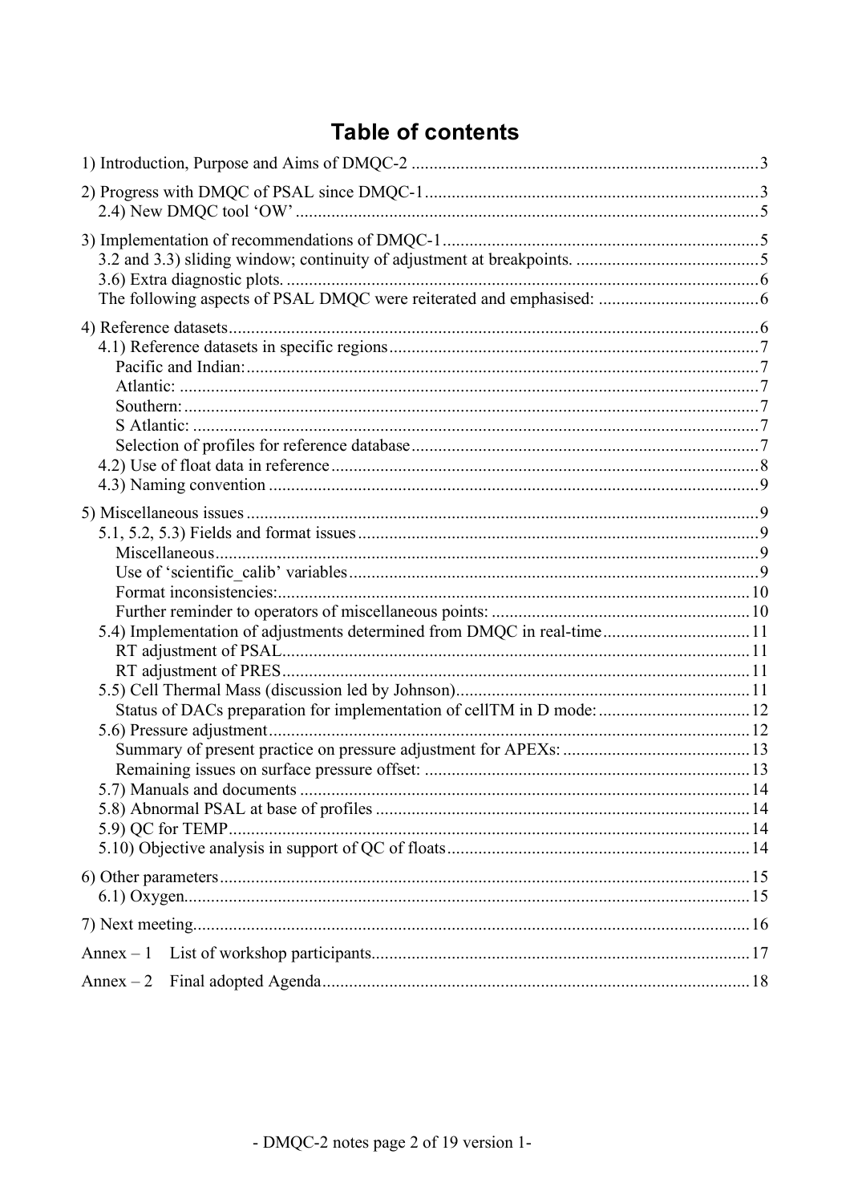# Table of contents

1) Introduction, Purpose and Aims of DMQC-2 .......... 3

2) Progress with DMQC of PSAL since DMQC-1 .......... 3
  2.4) New DMQC tool 'OW' .......... 5

3) Implementation of recommendations of DMQC-1 .......... 5
  3.2 and 3.3) sliding window; continuity of adjustment at breakpoints. .......... 5
  3.6) Extra diagnostic plots. .......... 6
  The following aspects of PSAL DMQC were reiterated and emphasised: .......... 6

4) Reference datasets .......... 6
  4.1) Reference datasets in specific regions .......... 7
    Pacific and Indian: .......... 7
    Atlantic: .......... 7
    Southern: .......... 7
    S Atlantic: .......... 7
    Selection of profiles for reference database .......... 7
  4.2) Use of float data in reference .......... 8
  4.3) Naming convention .......... 9

5) Miscellaneous issues .......... 9
  5.1, 5.2, 5.3) Fields and format issues .......... 9
    Miscellaneous .......... 9
    Use of 'scientific_calib' variables .......... 9
    Format inconsistencies: .......... 10
    Further reminder to operators of miscellaneous points: .......... 10
  5.4) Implementation of adjustments determined from DMQC in real-time .......... 11
    RT adjustment of PSAL .......... 11
    RT adjustment of PRES .......... 11
  5.5) Cell Thermal Mass (discussion led by Johnson) .......... 11
    Status of DACs preparation for implementation of cellTM in D mode: .......... 12
  5.6) Pressure adjustment .......... 12
    Summary of present practice on pressure adjustment for APEXs: .......... 13
    Remaining issues on surface pressure offset: .......... 13
  5.7) Manuals and documents .......... 14
  5.8) Abnormal PSAL at base of profiles .......... 14
  5.9) QC for TEMP .......... 14
  5.10) Objective analysis in support of QC of floats .......... 14

6) Other parameters .......... 15
  6.1) Oxygen .......... 15

7) Next meeting .......... 16

Annex – 1 List of workshop participants .......... 17

Annex – 2 Final adopted Agenda .......... 18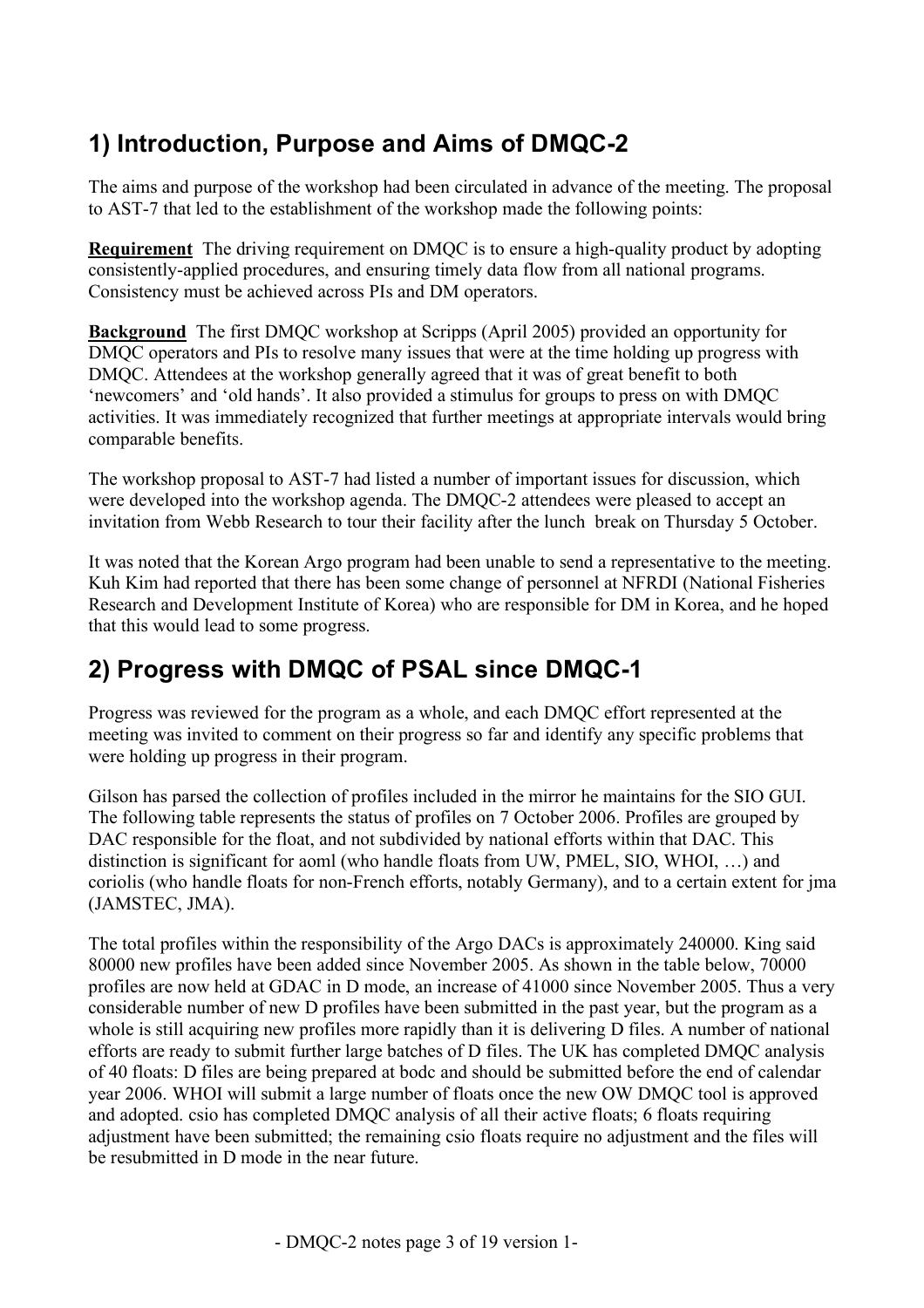## 1) Introduction, Purpose and Aims of DMQC-2

The aims and purpose of the workshop had been circulated in advance of the meeting. The proposal to AST-7 that led to the establishment of the workshop made the following points:

**Requirement** The driving requirement on DMQC is to ensure a high-quality product by adopting consistently-applied procedures, and ensuring timely data flow from all national programs. Consistency must be achieved across PIs and DM operators.

**Background** The first DMQC workshop at Scripps (April 2005) provided an opportunity for DMQC operators and PIs to resolve many issues that were at the time holding up progress with DMQC. Attendees at the workshop generally agreed that it was of great benefit to both 'newcomers' and 'old hands'. It also provided a stimulus for groups to press on with DMQC activities. It was immediately recognized that further meetings at appropriate intervals would bring comparable benefits.

The workshop proposal to AST-7 had listed a number of important issues for discussion, which were developed into the workshop agenda. The DMQC-2 attendees were pleased to accept an invitation from Webb Research to tour their facility after the lunch break on Thursday 5 October.

It was noted that the Korean Argo program had been unable to send a representative to the meeting. Kuh Kim had reported that there has been some change of personnel at NFRDI (National Fisheries Research and Development Institute of Korea) who are responsible for DM in Korea, and he hoped that this would lead to some progress.

## 2) Progress with DMQC of PSAL since DMQC-1

Progress was reviewed for the program as a whole, and each DMQC effort represented at the meeting was invited to comment on their progress so far and identify any specific problems that were holding up progress in their program.

Gilson has parsed the collection of profiles included in the mirror he maintains for the SIO GUI. The following table represents the status of profiles on 7 October 2006. Profiles are grouped by DAC responsible for the float, and not subdivided by national efforts within that DAC. This distinction is significant for aoml (who handle floats from UW, PMEL, SIO, WHOI, …) and coriolis (who handle floats for non-French efforts, notably Germany), and to a certain extent for jma (JAMSTEC, JMA).

The total profiles within the responsibility of the Argo DACs is approximately 240000. King said 80000 new profiles have been added since November 2005. As shown in the table below, 70000 profiles are now held at GDAC in D mode, an increase of 41000 since November 2005. Thus a very considerable number of new D profiles have been submitted in the past year, but the program as a whole is still acquiring new profiles more rapidly than it is delivering D files. A number of national efforts are ready to submit further large batches of D files. The UK has completed DMQC analysis of 40 floats: D files are being prepared at bodc and should be submitted before the end of calendar year 2006. WHOI will submit a large number of floats once the new OW DMQC tool is approved and adopted. csio has completed DMQC analysis of all their active floats; 6 floats requiring adjustment have been submitted; the remaining csio floats require no adjustment and the files will be resubmitted in D mode in the near future.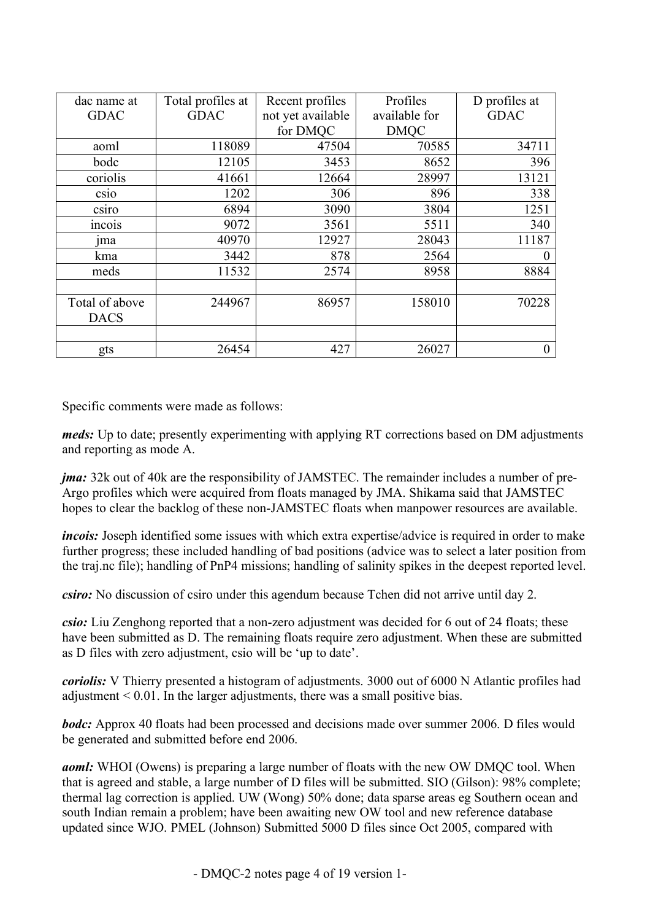| dac name at GDAC | Total profiles at GDAC | Recent profiles not yet available for DMQC | Profiles available for DMQC | D profiles at GDAC |
|---|---|---|---|---|
| aoml | 118089 | 47504 | 70585 | 34711 |
| bodc | 12105 | 3453 | 8652 | 396 |
| coriolis | 41661 | 12664 | 28997 | 13121 |
| csio | 1202 | 306 | 896 | 338 |
| csiro | 6894 | 3090 | 3804 | 1251 |
| incois | 9072 | 3561 | 5511 | 340 |
| jma | 40970 | 12927 | 28043 | 11187 |
| kma | 3442 | 878 | 2564 | 0 |
| meds | 11532 | 2574 | 8958 | 8884 |
| | | | | |
| Total of above DACS | 244967 | 86957 | 158010 | 70228 |
| | | | | |
| gts | 26454 | 427 | 26027 | 0 |

Specific comments were made as follows:

***meds:*** Up to date; presently experimenting with applying RT corrections based on DM adjustments and reporting as mode A.

***jma:*** 32k out of 40k are the responsibility of JAMSTEC. The remainder includes a number of pre-Argo profiles which were acquired from floats managed by JMA. Shikama said that JAMSTEC hopes to clear the backlog of these non-JAMSTEC floats when manpower resources are available.

***incois:*** Joseph identified some issues with which extra expertise/advice is required in order to make further progress; these included handling of bad positions (advice was to select a later position from the traj.nc file); handling of PnP4 missions; handling of salinity spikes in the deepest reported level.

***csiro:*** No discussion of csiro under this agendum because Tchen did not arrive until day 2.

***csio:*** Liu Zenghong reported that a non-zero adjustment was decided for 6 out of 24 floats; these have been submitted as D. The remaining floats require zero adjustment. When these are submitted as D files with zero adjustment, csio will be 'up to date'.

***coriolis:*** V Thierry presented a histogram of adjustments. 3000 out of 6000 N Atlantic profiles had adjustment < 0.01. In the larger adjustments, there was a small positive bias.

***bodc:*** Approx 40 floats had been processed and decisions made over summer 2006. D files would be generated and submitted before end 2006.

***aoml:*** WHOI (Owens) is preparing a large number of floats with the new OW DMQC tool. When that is agreed and stable, a large number of D files will be submitted. SIO (Gilson): 98% complete; thermal lag correction is applied. UW (Wong) 50% done; data sparse areas eg Southern ocean and south Indian remain a problem; have been awaiting new OW tool and new reference database updated since WJO. PMEL (Johnson) Submitted 5000 D files since Oct 2005, compared with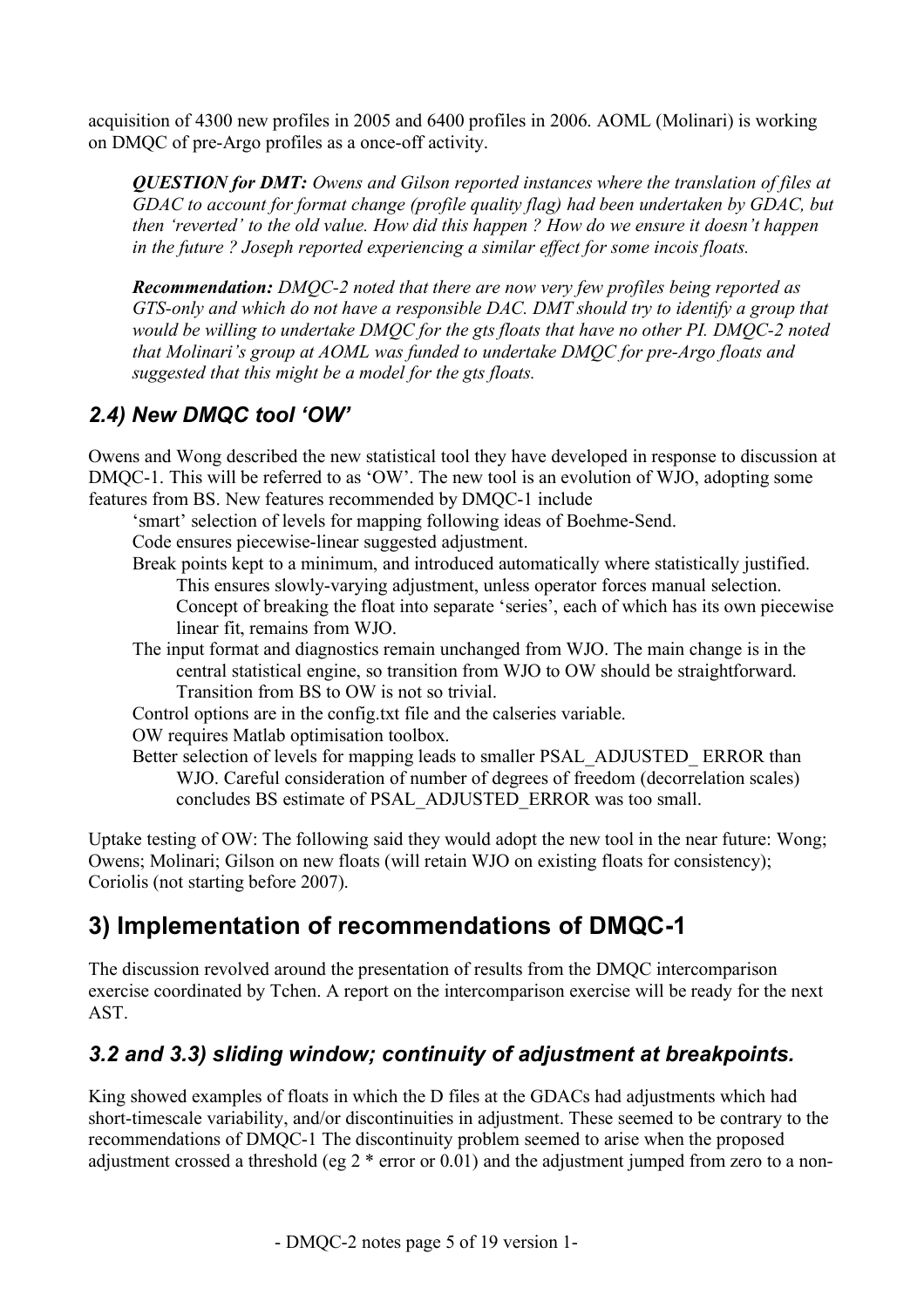acquisition of 4300 new profiles in 2005 and 6400 profiles in 2006. AOML (Molinari) is working on DMQC of pre-Argo profiles as a once-off activity.

> ***QUESTION for DMT:*** *Owens and Gilson reported instances where the translation of files at GDAC to account for format change (profile quality flag) had been undertaken by GDAC, but then 'reverted' to the old value. How did this happen ? How do we ensure it doesn't happen in the future ? Joseph reported experiencing a similar effect for some incois floats.*

> ***Recommendation:*** *DMQC-2 noted that there are now very few profiles being reported as GTS-only and which do not have a responsible DAC. DMT should try to identify a group that would be willing to undertake DMQC for the gts floats that have no other PI. DMQC-2 noted that Molinari's group at AOML was funded to undertake DMQC for pre-Argo floats and suggested that this might be a model for the gts floats.*

### 2.4) New DMQC tool 'OW'

Owens and Wong described the new statistical tool they have developed in response to discussion at DMQC-1. This will be referred to as 'OW'. The new tool is an evolution of WJO, adopting some features from BS. New features recommended by DMQC-1 include

- 'smart' selection of levels for mapping following ideas of Boehme-Send.
- Code ensures piecewise-linear suggested adjustment.
- Break points kept to a minimum, and introduced automatically where statistically justified. This ensures slowly-varying adjustment, unless operator forces manual selection. Concept of breaking the float into separate 'series', each of which has its own piecewise linear fit, remains from WJO.
- The input format and diagnostics remain unchanged from WJO. The main change is in the central statistical engine, so transition from WJO to OW should be straightforward. Transition from BS to OW is not so trivial.
- Control options are in the config.txt file and the calseries variable.
- OW requires Matlab optimisation toolbox.
- Better selection of levels for mapping leads to smaller PSAL_ADJUSTED_ ERROR than WJO. Careful consideration of number of degrees of freedom (decorrelation scales) concludes BS estimate of PSAL_ADJUSTED_ERROR was too small.

Uptake testing of OW: The following said they would adopt the new tool in the near future: Wong; Owens; Molinari; Gilson on new floats (will retain WJO on existing floats for consistency); Coriolis (not starting before 2007).

## 3) Implementation of recommendations of DMQC-1

The discussion revolved around the presentation of results from the DMQC intercomparison exercise coordinated by Tchen. A report on the intercomparison exercise will be ready for the next AST.

### 3.2 and 3.3) sliding window; continuity of adjustment at breakpoints.

King showed examples of floats in which the D files at the GDACs had adjustments which had short-timescale variability, and/or discontinuities in adjustment. These seemed to be contrary to the recommendations of DMQC-1 The discontinuity problem seemed to arise when the proposed adjustment crossed a threshold (eg 2 * error or 0.01) and the adjustment jumped from zero to a non-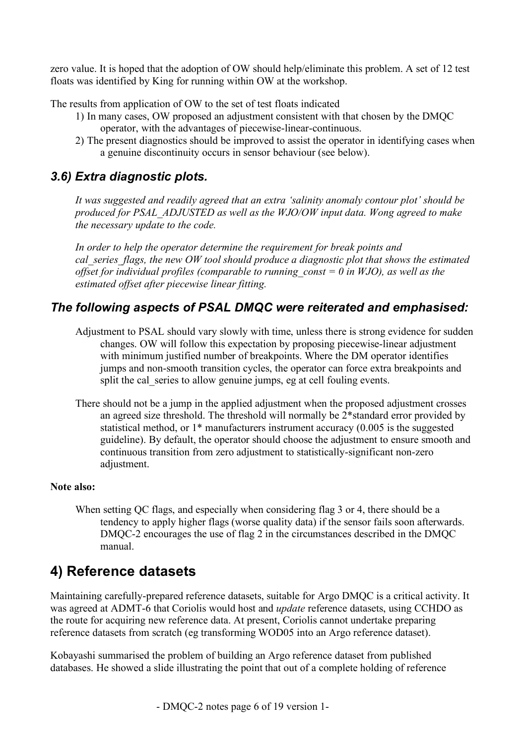zero value. It is hoped that the adoption of OW should help/eliminate this problem. A set of 12 test floats was identified by King for running within OW at the workshop.

The results from application of OW to the set of test floats indicated

1) In many cases, OW proposed an adjustment consistent with that chosen by the DMQC operator, with the advantages of piecewise-linear-continuous.
2) The present diagnostics should be improved to assist the operator in identifying cases when a genuine discontinuity occurs in sensor behaviour (see below).

### *3.6) Extra diagnostic plots.*

*It was suggested and readily agreed that an extra 'salinity anomaly contour plot' should be produced for PSAL_ADJUSTED as well as the WJO/OW input data. Wong agreed to make the necessary update to the code.*

*In order to help the operator determine the requirement for break points and cal_series_flags, the new OW tool should produce a diagnostic plot that shows the estimated offset for individual profiles (comparable to running_const = 0 in WJO), as well as the estimated offset after piecewise linear fitting.*

### *The following aspects of PSAL DMQC were reiterated and emphasised:*

Adjustment to PSAL should vary slowly with time, unless there is strong evidence for sudden changes. OW will follow this expectation by proposing piecewise-linear adjustment with minimum justified number of breakpoints. Where the DM operator identifies jumps and non-smooth transition cycles, the operator can force extra breakpoints and split the cal_series to allow genuine jumps, eg at cell fouling events.

There should not be a jump in the applied adjustment when the proposed adjustment crosses an agreed size threshold. The threshold will normally be 2*standard error provided by statistical method, or 1* manufacturers instrument accuracy (0.005 is the suggested guideline). By default, the operator should choose the adjustment to ensure smooth and continuous transition from zero adjustment to statistically-significant non-zero adjustment.

**Note also:**

When setting QC flags, and especially when considering flag 3 or 4, there should be a tendency to apply higher flags (worse quality data) if the sensor fails soon afterwards. DMQC-2 encourages the use of flag 2 in the circumstances described in the DMQC manual.

## 4) Reference datasets

Maintaining carefully-prepared reference datasets, suitable for Argo DMQC is a critical activity. It was agreed at ADMT-6 that Coriolis would host and *update* reference datasets, using CCHDO as the route for acquiring new reference data. At present, Coriolis cannot undertake preparing reference datasets from scratch (eg transforming WOD05 into an Argo reference dataset).

Kobayashi summarised the problem of building an Argo reference dataset from published databases. He showed a slide illustrating the point that out of a complete holding of reference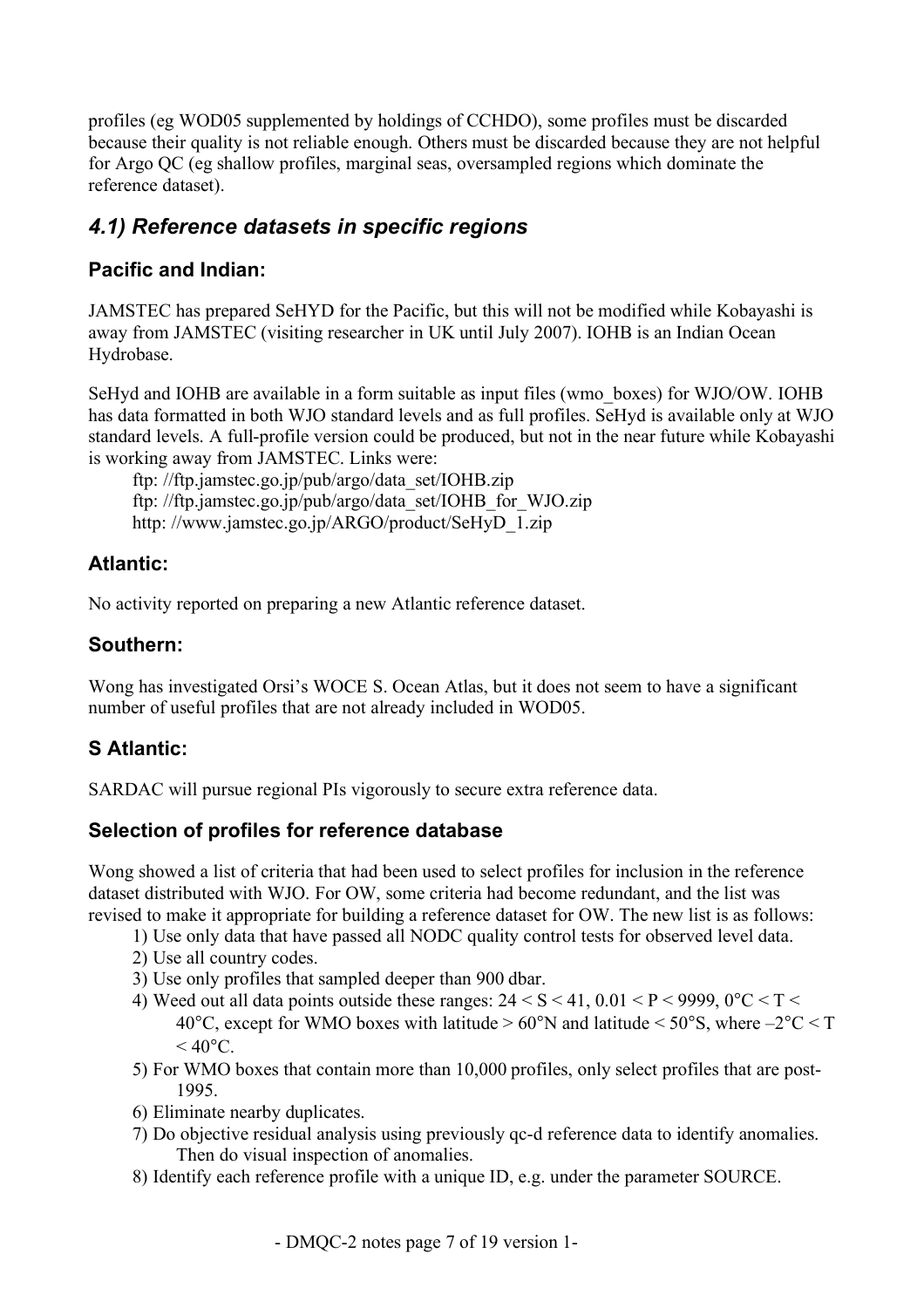profiles (eg WOD05 supplemented by holdings of CCHDO), some profiles must be discarded because their quality is not reliable enough. Others must be discarded because they are not helpful for Argo QC (eg shallow profiles, marginal seas, oversampled regions which dominate the reference dataset).

## *4.1) Reference datasets in specific regions*

### Pacific and Indian:

JAMSTEC has prepared SeHYD for the Pacific, but this will not be modified while Kobayashi is away from JAMSTEC (visiting researcher in UK until July 2007). IOHB is an Indian Ocean Hydrobase.

SeHyd and IOHB are available in a form suitable as input files (wmo_boxes) for WJO/OW. IOHB has data formatted in both WJO standard levels and as full profiles. SeHyd is available only at WJO standard levels. A full-profile version could be produced, but not in the near future while Kobayashi is working away from JAMSTEC. Links were:

ftp: //ftp.jamstec.go.jp/pub/argo/data_set/IOHB.zip
ftp: //ftp.jamstec.go.jp/pub/argo/data_set/IOHB_for_WJO.zip
http: //www.jamstec.go.jp/ARGO/product/SeHyD_1.zip

### Atlantic:

No activity reported on preparing a new Atlantic reference dataset.

### Southern:

Wong has investigated Orsi's WOCE S. Ocean Atlas, but it does not seem to have a significant number of useful profiles that are not already included in WOD05.

### S Atlantic:

SARDAC will pursue regional PIs vigorously to secure extra reference data.

### Selection of profiles for reference database

Wong showed a list of criteria that had been used to select profiles for inclusion in the reference dataset distributed with WJO. For OW, some criteria had become redundant, and the list was revised to make it appropriate for building a reference dataset for OW. The new list is as follows:

1) Use only data that have passed all NODC quality control tests for observed level data.
2) Use all country codes.
3) Use only profiles that sampled deeper than 900 dbar.
4) Weed out all data points outside these ranges: $24 < S < 41$, $0.01 < P < 9999$, $0°C < T < 40°C$, except for WMO boxes with latitude > 60°N and latitude < 50°S, where $-2°C < T < 40°C$.
5) For WMO boxes that contain more than 10,000 profiles, only select profiles that are post-1995.
6) Eliminate nearby duplicates.
7) Do objective residual analysis using previously qc-d reference data to identify anomalies. Then do visual inspection of anomalies.
8) Identify each reference profile with a unique ID, e.g. under the parameter SOURCE.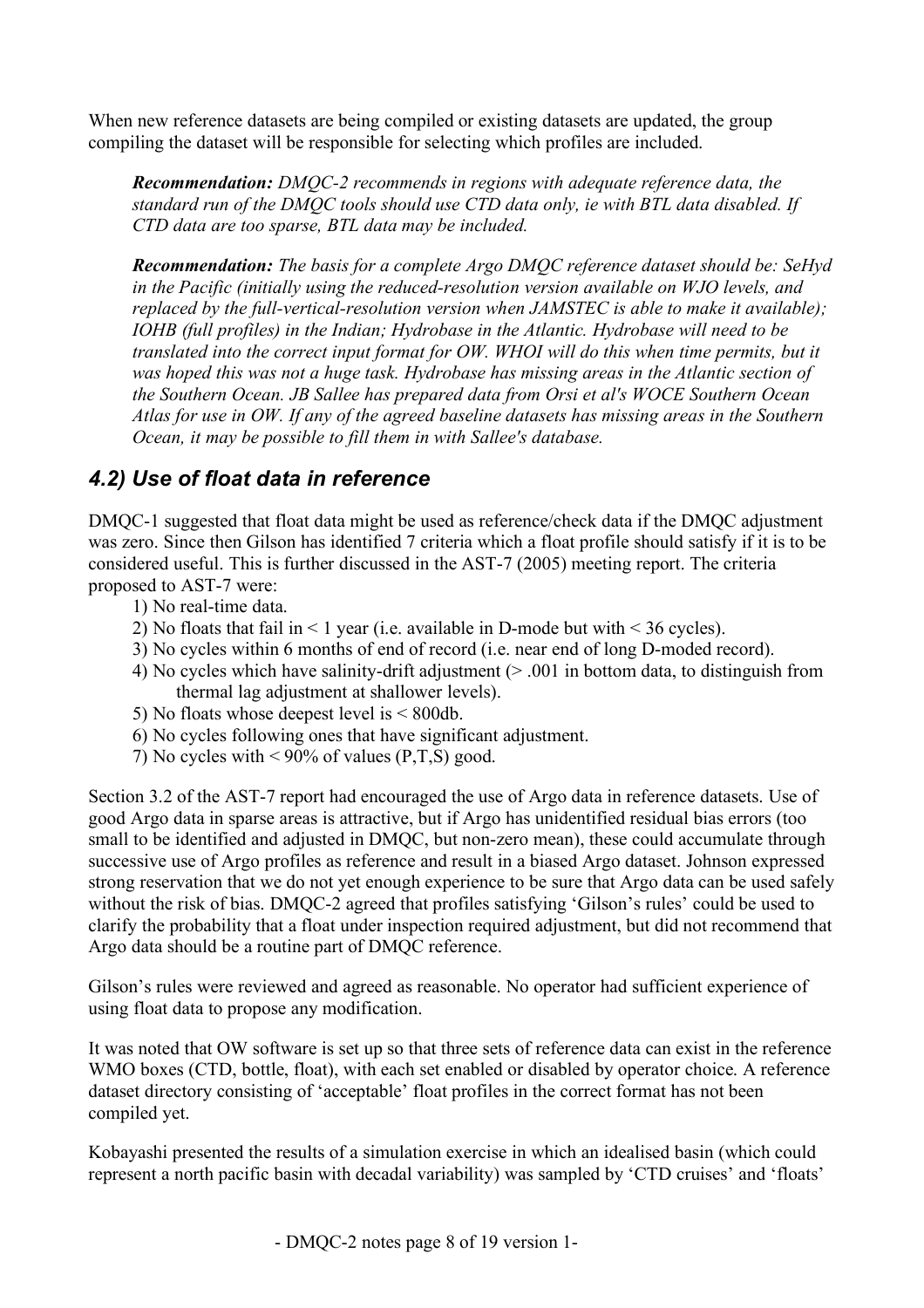When new reference datasets are being compiled or existing datasets are updated, the group compiling the dataset will be responsible for selecting which profiles are included.

> ***Recommendation:*** *DMQC-2 recommends in regions with adequate reference data, the standard run of the DMQC tools should use CTD data only, ie with BTL data disabled. If CTD data are too sparse, BTL data may be included.*

> ***Recommendation:*** *The basis for a complete Argo DMQC reference dataset should be: SeHyd in the Pacific (initially using the reduced-resolution version available on WJO levels, and replaced by the full-vertical-resolution version when JAMSTEC is able to make it available); IOHB (full profiles) in the Indian; Hydrobase in the Atlantic. Hydrobase will need to be translated into the correct input format for OW. WHOI will do this when time permits, but it was hoped this was not a huge task. Hydrobase has missing areas in the Atlantic section of the Southern Ocean. JB Sallee has prepared data from Orsi et al's WOCE Southern Ocean Atlas for use in OW. If any of the agreed baseline datasets has missing areas in the Southern Ocean, it may be possible to fill them in with Sallee's database.*

## *4.2) Use of float data in reference*

DMQC-1 suggested that float data might be used as reference/check data if the DMQC adjustment was zero. Since then Gilson has identified 7 criteria which a float profile should satisfy if it is to be considered useful. This is further discussed in the AST-7 (2005) meeting report. The criteria proposed to AST-7 were:

1) No real-time data.
2) No floats that fail in < 1 year (i.e. available in D-mode but with < 36 cycles).
3) No cycles within 6 months of end of record (i.e. near end of long D-moded record).
4) No cycles which have salinity-drift adjustment (> .001 in bottom data, to distinguish from thermal lag adjustment at shallower levels).
5) No floats whose deepest level is < 800db.
6) No cycles following ones that have significant adjustment.
7) No cycles with < 90% of values (P,T,S) good.

Section 3.2 of the AST-7 report had encouraged the use of Argo data in reference datasets. Use of good Argo data in sparse areas is attractive, but if Argo has unidentified residual bias errors (too small to be identified and adjusted in DMQC, but non-zero mean), these could accumulate through successive use of Argo profiles as reference and result in a biased Argo dataset. Johnson expressed strong reservation that we do not yet enough experience to be sure that Argo data can be used safely without the risk of bias. DMQC-2 agreed that profiles satisfying 'Gilson's rules' could be used to clarify the probability that a float under inspection required adjustment, but did not recommend that Argo data should be a routine part of DMQC reference.

Gilson's rules were reviewed and agreed as reasonable. No operator had sufficient experience of using float data to propose any modification.

It was noted that OW software is set up so that three sets of reference data can exist in the reference WMO boxes (CTD, bottle, float), with each set enabled or disabled by operator choice. A reference dataset directory consisting of 'acceptable' float profiles in the correct format has not been compiled yet.

Kobayashi presented the results of a simulation exercise in which an idealised basin (which could represent a north pacific basin with decadal variability) was sampled by 'CTD cruises' and 'floats'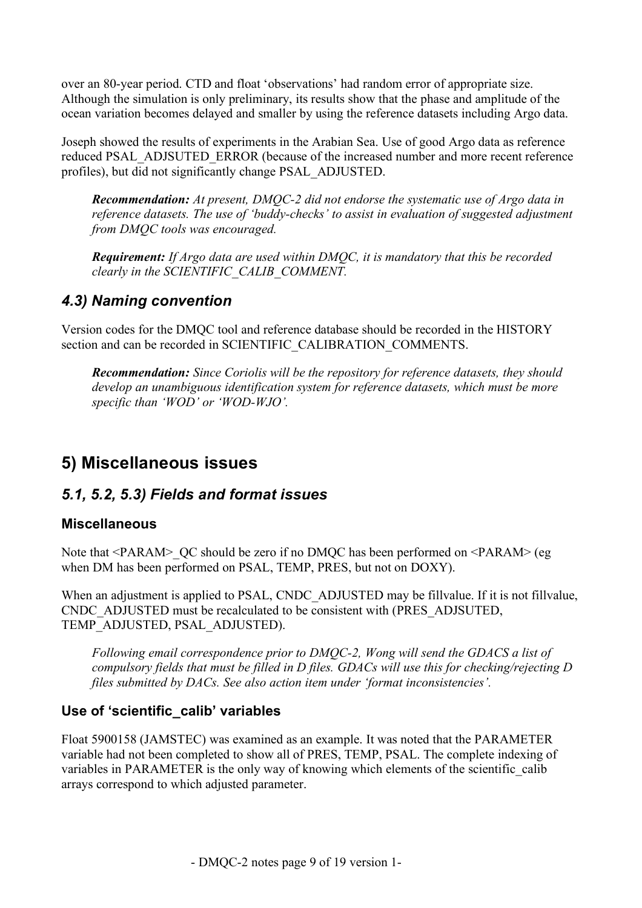over an 80-year period. CTD and float 'observations' had random error of appropriate size. Although the simulation is only preliminary, its results show that the phase and amplitude of the ocean variation becomes delayed and smaller by using the reference datasets including Argo data.

Joseph showed the results of experiments in the Arabian Sea. Use of good Argo data as reference reduced PSAL_ADJSUTED_ERROR (because of the increased number and more recent reference profiles), but did not significantly change PSAL_ADJUSTED.

> ***Recommendation:*** *At present, DMQC-2 did not endorse the systematic use of Argo data in reference datasets. The use of 'buddy-checks' to assist in evaluation of suggested adjustment from DMQC tools was encouraged.*

> ***Requirement:*** *If Argo data are used within DMQC, it is mandatory that this be recorded clearly in the SCIENTIFIC_CALIB_COMMENT.*

### *4.3) Naming convention*

Version codes for the DMQC tool and reference database should be recorded in the HISTORY section and can be recorded in SCIENTIFIC_CALIBRATION_COMMENTS.

> ***Recommendation:*** *Since Coriolis will be the repository for reference datasets, they should develop an unambiguous identification system for reference datasets, which must be more specific than 'WOD' or 'WOD-WJO'.*

## 5) Miscellaneous issues

### *5.1, 5.2, 5.3) Fields and format issues*

#### Miscellaneous

Note that <PARAM>_QC should be zero if no DMQC has been performed on <PARAM> (eg when DM has been performed on PSAL, TEMP, PRES, but not on DOXY).

When an adjustment is applied to PSAL, CNDC_ADJUSTED may be fillvalue. If it is not fillvalue, CNDC_ADJUSTED must be recalculated to be consistent with (PRES_ADJSUTED, TEMP_ADJUSTED, PSAL_ADJUSTED).

> *Following email correspondence prior to DMQC-2, Wong will send the GDACS a list of compulsory fields that must be filled in D files. GDACs will use this for checking/rejecting D files submitted by DACs. See also action item under 'format inconsistencies'.*

#### Use of 'scientific_calib' variables

Float 5900158 (JAMSTEC) was examined as an example. It was noted that the PARAMETER variable had not been completed to show all of PRES, TEMP, PSAL. The complete indexing of variables in PARAMETER is the only way of knowing which elements of the scientific_calib arrays correspond to which adjusted parameter.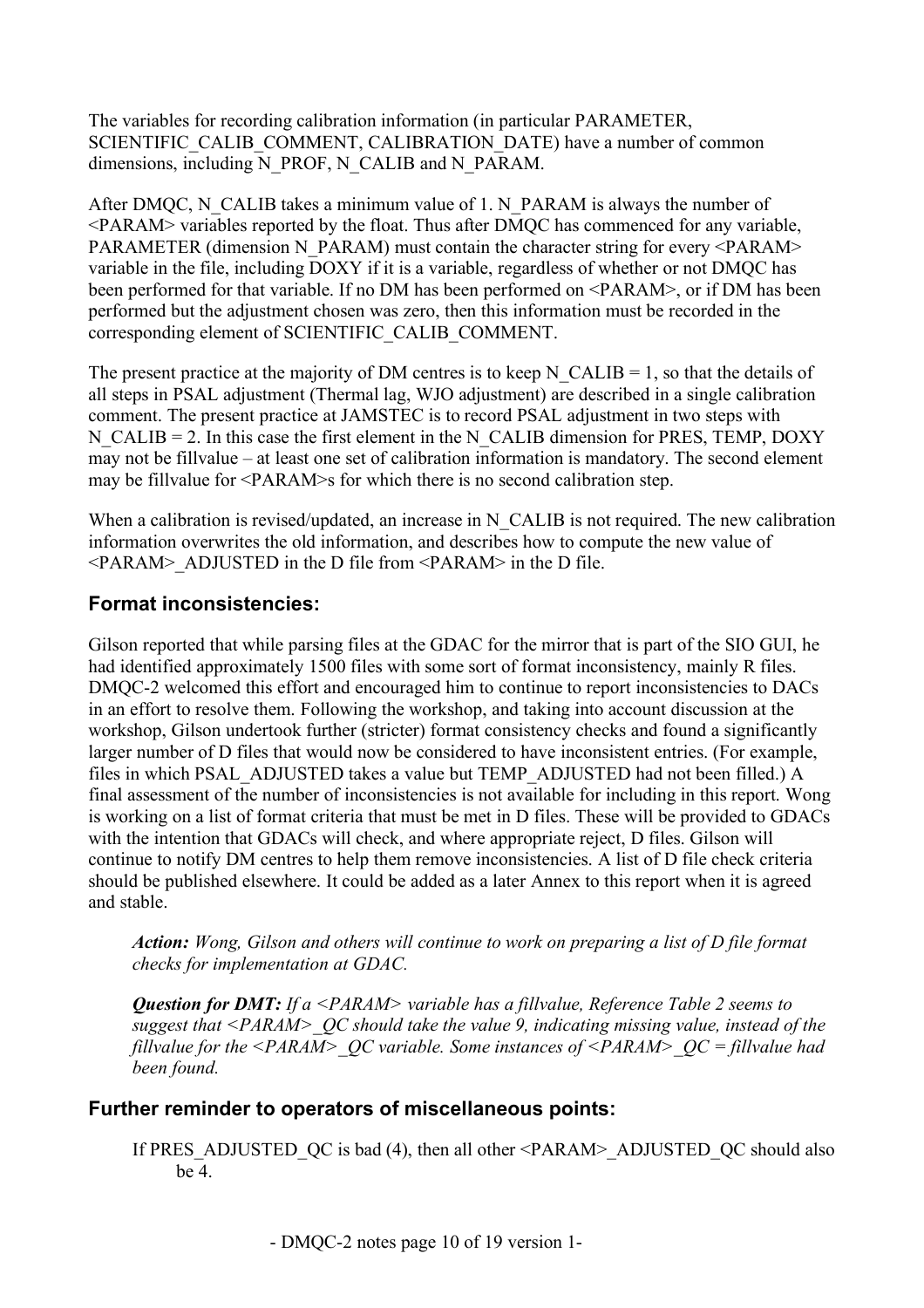The variables for recording calibration information (in particular PARAMETER, SCIENTIFIC_CALIB_COMMENT, CALIBRATION_DATE) have a number of common dimensions, including N_PROF, N_CALIB and N_PARAM.

After DMQC, N_CALIB takes a minimum value of 1. N_PARAM is always the number of <PARAM> variables reported by the float. Thus after DMQC has commenced for any variable, PARAMETER (dimension N_PARAM) must contain the character string for every <PARAM> variable in the file, including DOXY if it is a variable, regardless of whether or not DMQC has been performed for that variable. If no DM has been performed on <PARAM>, or if DM has been performed but the adjustment chosen was zero, then this information must be recorded in the corresponding element of SCIENTIFIC_CALIB_COMMENT.

The present practice at the majority of DM centres is to keep N_CALIB = 1, so that the details of all steps in PSAL adjustment (Thermal lag, WJO adjustment) are described in a single calibration comment. The present practice at JAMSTEC is to record PSAL adjustment in two steps with N_CALIB = 2. In this case the first element in the N_CALIB dimension for PRES, TEMP, DOXY may not be fillvalue – at least one set of calibration information is mandatory. The second element may be fillvalue for <PARAM>s for which there is no second calibration step.

When a calibration is revised/updated, an increase in N_CALIB is not required. The new calibration information overwrites the old information, and describes how to compute the new value of <PARAM>_ADJUSTED in the D file from <PARAM> in the D file.

## Format inconsistencies:

Gilson reported that while parsing files at the GDAC for the mirror that is part of the SIO GUI, he had identified approximately 1500 files with some sort of format inconsistency, mainly R files. DMQC-2 welcomed this effort and encouraged him to continue to report inconsistencies to DACs in an effort to resolve them. Following the workshop, and taking into account discussion at the workshop, Gilson undertook further (stricter) format consistency checks and found a significantly larger number of D files that would now be considered to have inconsistent entries. (For example, files in which PSAL_ADJUSTED takes a value but TEMP_ADJUSTED had not been filled.) A final assessment of the number of inconsistencies is not available for including in this report. Wong is working on a list of format criteria that must be met in D files. These will be provided to GDACs with the intention that GDACs will check, and where appropriate reject, D files. Gilson will continue to notify DM centres to help them remove inconsistencies. A list of D file check criteria should be published elsewhere. It could be added as a later Annex to this report when it is agreed and stable.

> ***Action:*** *Wong, Gilson and others will continue to work on preparing a list of D file format checks for implementation at GDAC.*
>
> ***Question for DMT:*** *If a <PARAM> variable has a fillvalue, Reference Table 2 seems to suggest that <PARAM>_QC should take the value 9, indicating missing value, instead of the fillvalue for the <PARAM>_QC variable. Some instances of <PARAM>_QC = fillvalue had been found.*

## Further reminder to operators of miscellaneous points:

If PRES_ADJUSTED_QC is bad (4), then all other <PARAM>_ADJUSTED_QC should also be 4.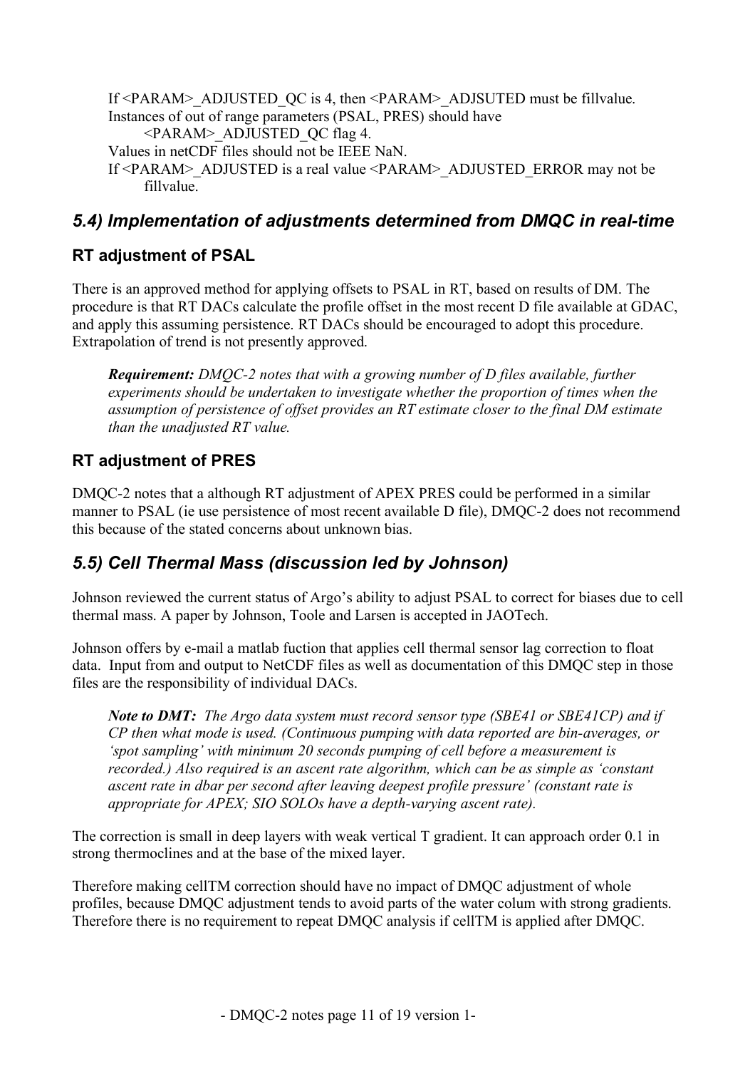If <PARAM>_ADJUSTED_QC is 4, then <PARAM>_ADJSUTED must be fillvalue.
Instances of out of range parameters (PSAL, PRES) should have
    <PARAM>_ADJUSTED_QC flag 4.
Values in netCDF files should not be IEEE NaN.
If <PARAM>_ADJUSTED is a real value <PARAM>_ADJUSTED_ERROR may not be
    fillvalue.

## *5.4) Implementation of adjustments determined from DMQC in real-time*

### RT adjustment of PSAL

There is an approved method for applying offsets to PSAL in RT, based on results of DM. The procedure is that RT DACs calculate the profile offset in the most recent D file available at GDAC, and apply this assuming persistence. RT DACs should be encouraged to adopt this procedure. Extrapolation of trend is not presently approved.

> ***Requirement:*** *DMQC-2 notes that with a growing number of D files available, further experiments should be undertaken to investigate whether the proportion of times when the assumption of persistence of offset provides an RT estimate closer to the final DM estimate than the unadjusted RT value.*

### RT adjustment of PRES

DMQC-2 notes that a although RT adjustment of APEX PRES could be performed in a similar manner to PSAL (ie use persistence of most recent available D file), DMQC-2 does not recommend this because of the stated concerns about unknown bias.

## *5.5) Cell Thermal Mass (discussion led by Johnson)*

Johnson reviewed the current status of Argo's ability to adjust PSAL to correct for biases due to cell thermal mass. A paper by Johnson, Toole and Larsen is accepted in JAOTech.

Johnson offers by e-mail a matlab fuction that applies cell thermal sensor lag correction to float data. Input from and output to NetCDF files as well as documentation of this DMQC step in those files are the responsibility of individual DACs.

> ***Note to DMT:*** *The Argo data system must record sensor type (SBE41 or SBE41CP) and if CP then what mode is used. (Continuous pumping with data reported are bin-averages, or 'spot sampling' with minimum 20 seconds pumping of cell before a measurement is recorded.) Also required is an ascent rate algorithm, which can be as simple as 'constant ascent rate in dbar per second after leaving deepest profile pressure' (constant rate is appropriate for APEX; SIO SOLOs have a depth-varying ascent rate).*

The correction is small in deep layers with weak vertical T gradient. It can approach order 0.1 in strong thermoclines and at the base of the mixed layer.

Therefore making cellTM correction should have no impact of DMQC adjustment of whole profiles, because DMQC adjustment tends to avoid parts of the water colum with strong gradients. Therefore there is no requirement to repeat DMQC analysis if cellTM is applied after DMQC.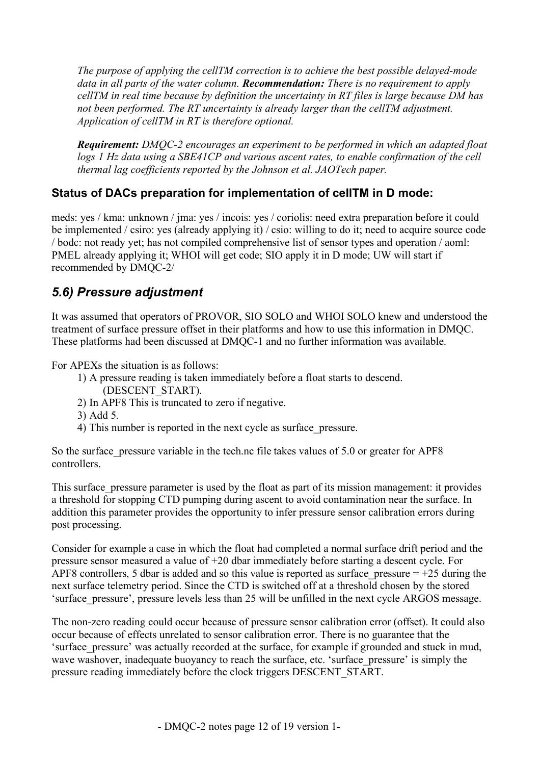*The purpose of applying the cellTM correction is to achieve the best possible delayed-mode data in all parts of the water column.* ***Recommendation:*** *There is no requirement to apply cellTM in real time because by definition the uncertainty in RT files is large because DM has not been performed. The RT uncertainty is already larger than the cellTM adjustment. Application of cellTM in RT is therefore optional.*

***Requirement:*** *DMQC-2 encourages an experiment to be performed in which an adapted float logs 1 Hz data using a SBE41CP and various ascent rates, to enable confirmation of the cell thermal lag coefficients reported by the Johnson et al. JAOTech paper.*

### Status of DACs preparation for implementation of cellTM in D mode:

meds: yes / kma: unknown / jma: yes / incois: yes / coriolis: need extra preparation before it could be implemented / csiro: yes (already applying it) / csio: willing to do it; need to acquire source code / bodc: not ready yet; has not compiled comprehensive list of sensor types and operation / aoml: PMEL already applying it; WHOI will get code; SIO apply it in D mode; UW will start if recommended by DMQC-2/

## *5.6) Pressure adjustment*

It was assumed that operators of PROVOR, SIO SOLO and WHOI SOLO knew and understood the treatment of surface pressure offset in their platforms and how to use this information in DMQC. These platforms had been discussed at DMQC-1 and no further information was available.

For APEXs the situation is as follows:

1) A pressure reading is taken immediately before a float starts to descend. (DESCENT_START).
2) In APF8 This is truncated to zero if negative.
3) Add 5.
4) This number is reported in the next cycle as surface_pressure.

So the surface_pressure variable in the tech.nc file takes values of 5.0 or greater for APF8 controllers.

This surface_pressure parameter is used by the float as part of its mission management: it provides a threshold for stopping CTD pumping during ascent to avoid contamination near the surface. In addition this parameter provides the opportunity to infer pressure sensor calibration errors during post processing.

Consider for example a case in which the float had completed a normal surface drift period and the pressure sensor measured a value of +20 dbar immediately before starting a descent cycle. For APF8 controllers, 5 dbar is added and so this value is reported as surface_pressure = +25 during the next surface telemetry period. Since the CTD is switched off at a threshold chosen by the stored 'surface_pressure', pressure levels less than 25 will be unfilled in the next cycle ARGOS message.

The non-zero reading could occur because of pressure sensor calibration error (offset). It could also occur because of effects unrelated to sensor calibration error. There is no guarantee that the 'surface_pressure' was actually recorded at the surface, for example if grounded and stuck in mud, wave washover, inadequate buoyancy to reach the surface, etc. 'surface_pressure' is simply the pressure reading immediately before the clock triggers DESCENT_START.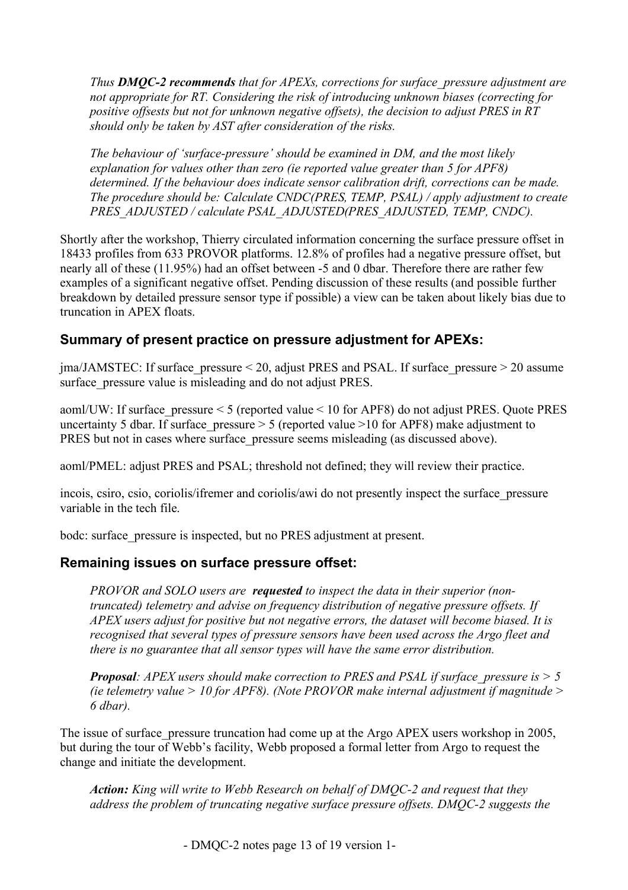*Thus **DMQC-2 recommends** that for APEXs, corrections for surface_pressure adjustment are not appropriate for RT. Considering the risk of introducing unknown biases (correcting for positive offsests but not for unknown negative offsets), the decision to adjust PRES in RT should only be taken by AST after consideration of the risks.*

*The behaviour of 'surface-pressure' should be examined in DM, and the most likely explanation for values other than zero (ie reported value greater than 5 for APF8) determined. If the behaviour does indicate sensor calibration drift, corrections can be made. The procedure should be: Calculate CNDC(PRES, TEMP, PSAL) / apply adjustment to create PRES_ADJUSTED / calculate PSAL_ADJUSTED(PRES_ADJUSTED, TEMP, CNDC).*

Shortly after the workshop, Thierry circulated information concerning the surface pressure offset in 18433 profiles from 633 PROVOR platforms. 12.8% of profiles had a negative pressure offset, but nearly all of these (11.95%) had an offset between -5 and 0 dbar. Therefore there are rather few examples of a significant negative offset. Pending discussion of these results (and possible further breakdown by detailed pressure sensor type if possible) a view can be taken about likely bias due to truncation in APEX floats.

## Summary of present practice on pressure adjustment for APEXs:

jma/JAMSTEC: If surface_pressure < 20, adjust PRES and PSAL. If surface_pressure > 20 assume surface_pressure value is misleading and do not adjust PRES.

aoml/UW: If surface_pressure < 5 (reported value < 10 for APF8) do not adjust PRES. Quote PRES uncertainty 5 dbar. If surface_pressure > 5 (reported value >10 for APF8) make adjustment to PRES but not in cases where surface_pressure seems misleading (as discussed above).

aoml/PMEL: adjust PRES and PSAL; threshold not defined; they will review their practice.

incois, csiro, csio, coriolis/ifremer and coriolis/awi do not presently inspect the surface_pressure variable in the tech file.

bodc: surface_pressure is inspected, but no PRES adjustment at present.

## Remaining issues on surface pressure offset:

*PROVOR and SOLO users are **requested** to inspect the data in their superior (non-truncated) telemetry and advise on frequency distribution of negative pressure offsets. If APEX users adjust for positive but not negative errors, the dataset will become biased. It is recognised that several types of pressure sensors have been used across the Argo fleet and there is no guarantee that all sensor types will have the same error distribution.*

***Proposal**: APEX users should make correction to PRES and PSAL if surface_pressure is > 5 (ie telemetry value > 10 for APF8). (Note PROVOR make internal adjustment if magnitude > 6 dbar).*

The issue of surface_pressure truncation had come up at the Argo APEX users workshop in 2005, but during the tour of Webb's facility, Webb proposed a formal letter from Argo to request the change and initiate the development.

***Action:** King will write to Webb Research on behalf of DMQC-2 and request that they address the problem of truncating negative surface pressure offsets. DMQC-2 suggests the*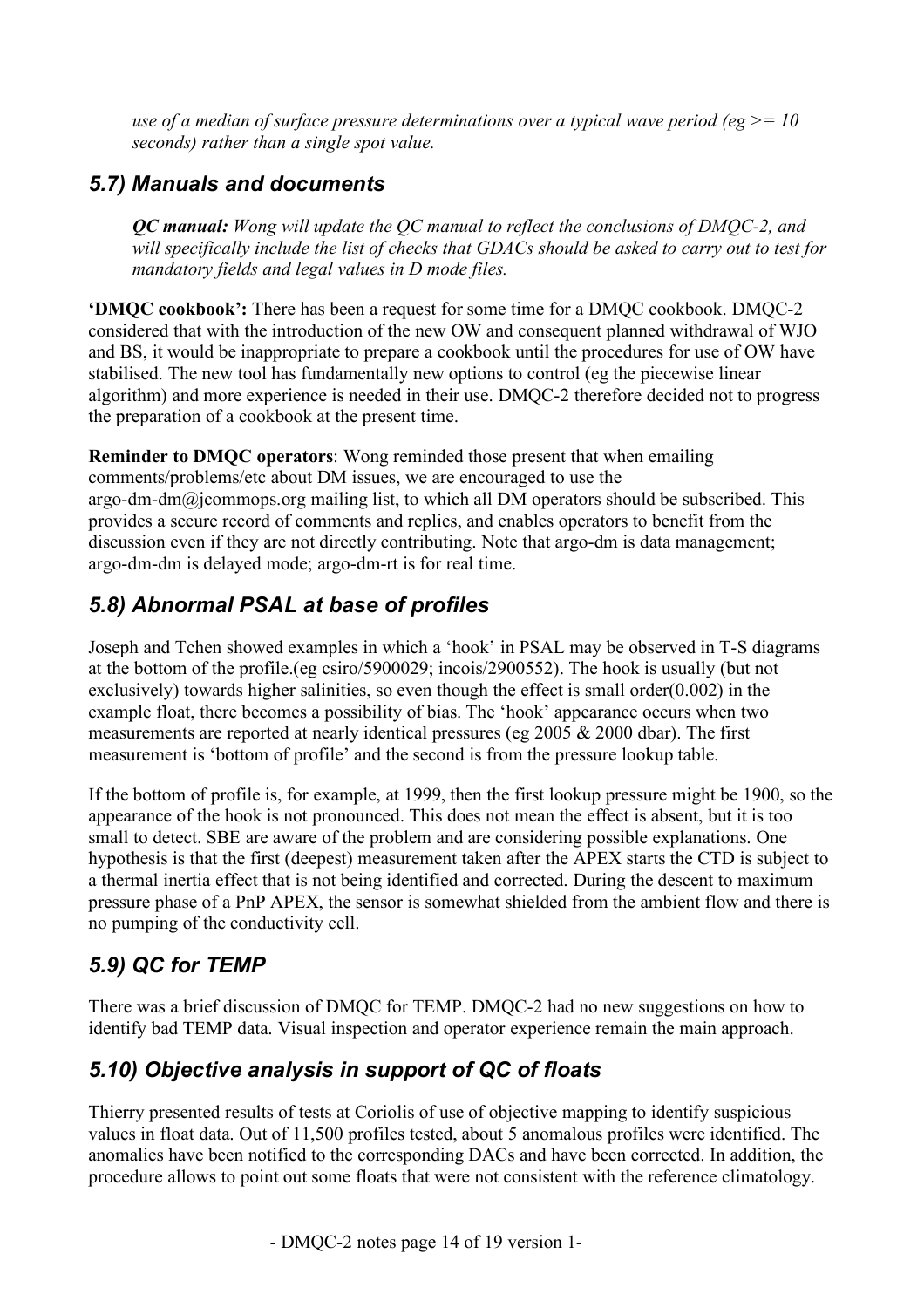*use of a median of surface pressure determinations over a typical wave period (eg >= 10 seconds) rather than a single spot value.*

## 5.7) Manuals and documents

***QC manual:*** *Wong will update the QC manual to reflect the conclusions of DMQC-2, and will specifically include the list of checks that GDACs should be asked to carry out to test for mandatory fields and legal values in D mode files.*

**'DMQC cookbook':** There has been a request for some time for a DMQC cookbook. DMQC-2 considered that with the introduction of the new OW and consequent planned withdrawal of WJO and BS, it would be inappropriate to prepare a cookbook until the procedures for use of OW have stabilised. The new tool has fundamentally new options to control (eg the piecewise linear algorithm) and more experience is needed in their use. DMQC-2 therefore decided not to progress the preparation of a cookbook at the present time.

**Reminder to DMQC operators**: Wong reminded those present that when emailing comments/problems/etc about DM issues, we are encouraged to use the argo-dm-dm@jcommops.org mailing list, to which all DM operators should be subscribed. This provides a secure record of comments and replies, and enables operators to benefit from the discussion even if they are not directly contributing. Note that argo-dm is data management; argo-dm-dm is delayed mode; argo-dm-rt is for real time.

## 5.8) Abnormal PSAL at base of profiles

Joseph and Tchen showed examples in which a 'hook' in PSAL may be observed in T-S diagrams at the bottom of the profile.(eg csiro/5900029; incois/2900552). The hook is usually (but not exclusively) towards higher salinities, so even though the effect is small order(0.002) in the example float, there becomes a possibility of bias. The 'hook' appearance occurs when two measurements are reported at nearly identical pressures (eg 2005 & 2000 dbar). The first measurement is 'bottom of profile' and the second is from the pressure lookup table.

If the bottom of profile is, for example, at 1999, then the first lookup pressure might be 1900, so the appearance of the hook is not pronounced. This does not mean the effect is absent, but it is too small to detect. SBE are aware of the problem and are considering possible explanations. One hypothesis is that the first (deepest) measurement taken after the APEX starts the CTD is subject to a thermal inertia effect that is not being identified and corrected. During the descent to maximum pressure phase of a PnP APEX, the sensor is somewhat shielded from the ambient flow and there is no pumping of the conductivity cell.

## 5.9) QC for TEMP

There was a brief discussion of DMQC for TEMP. DMQC-2 had no new suggestions on how to identify bad TEMP data. Visual inspection and operator experience remain the main approach.

## 5.10) Objective analysis in support of QC of floats

Thierry presented results of tests at Coriolis of use of objective mapping to identify suspicious values in float data. Out of 11,500 profiles tested, about 5 anomalous profiles were identified. The anomalies have been notified to the corresponding DACs and have been corrected. In addition, the procedure allows to point out some floats that were not consistent with the reference climatology.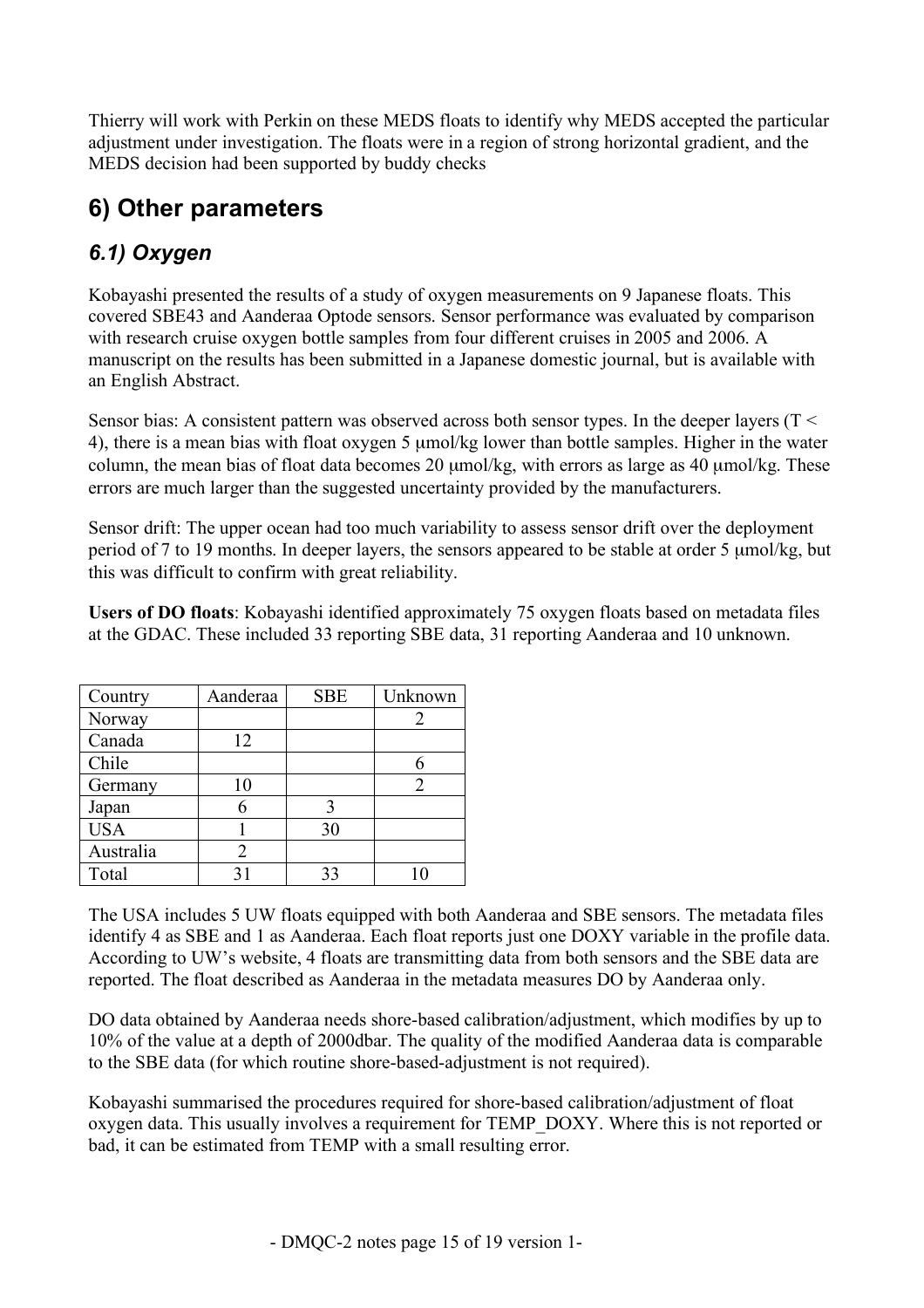Thierry will work with Perkin on these MEDS floats to identify why MEDS accepted the particular adjustment under investigation. The floats were in a region of strong horizontal gradient, and the MEDS decision had been supported by buddy checks

## 6) Other parameters

### *6.1) Oxygen*

Kobayashi presented the results of a study of oxygen measurements on 9 Japanese floats. This covered SBE43 and Aanderaa Optode sensors. Sensor performance was evaluated by comparison with research cruise oxygen bottle samples from four different cruises in 2005 and 2006. A manuscript on the results has been submitted in a Japanese domestic journal, but is available with an English Abstract.

Sensor bias: A consistent pattern was observed across both sensor types. In the deeper layers ($T < 4$), there is a mean bias with float oxygen 5 μmol/kg lower than bottle samples. Higher in the water column, the mean bias of float data becomes 20 μmol/kg, with errors as large as 40 μmol/kg. These errors are much larger than the suggested uncertainty provided by the manufacturers.

Sensor drift: The upper ocean had too much variability to assess sensor drift over the deployment period of 7 to 19 months. In deeper layers, the sensors appeared to be stable at order 5 μmol/kg, but this was difficult to confirm with great reliability.

**Users of DO floats**: Kobayashi identified approximately 75 oxygen floats based on metadata files at the GDAC. These included 33 reporting SBE data, 31 reporting Aanderaa and 10 unknown.

| Country | Aanderaa | SBE | Unknown |
|---|---|---|---|
| Norway | | | 2 |
| Canada | 12 | | |
| Chile | | | 6 |
| Germany | 10 | | 2 |
| Japan | 6 | 3 | |
| USA | 1 | 30 | |
| Australia | 2 | | |
| Total | 31 | 33 | 10 |

The USA includes 5 UW floats equipped with both Aanderaa and SBE sensors. The metadata files identify 4 as SBE and 1 as Aanderaa. Each float reports just one DOXY variable in the profile data. According to UW's website, 4 floats are transmitting data from both sensors and the SBE data are reported. The float described as Aanderaa in the metadata measures DO by Aanderaa only.

DO data obtained by Aanderaa needs shore-based calibration/adjustment, which modifies by up to 10% of the value at a depth of 2000dbar. The quality of the modified Aanderaa data is comparable to the SBE data (for which routine shore-based-adjustment is not required).

Kobayashi summarised the procedures required for shore-based calibration/adjustment of float oxygen data. This usually involves a requirement for TEMP_DOXY. Where this is not reported or bad, it can be estimated from TEMP with a small resulting error.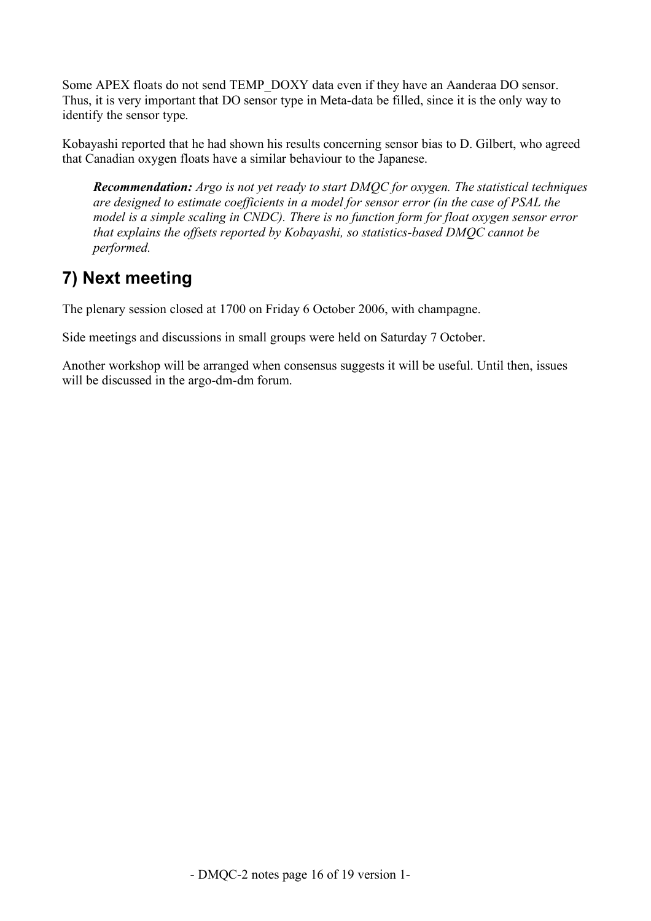Some APEX floats do not send TEMP_DOXY data even if they have an Aanderaa DO sensor. Thus, it is very important that DO sensor type in Meta-data be filled, since it is the only way to identify the sensor type.

Kobayashi reported that he had shown his results concerning sensor bias to D. Gilbert, who agreed that Canadian oxygen floats have a similar behaviour to the Japanese.

> ***Recommendation:*** *Argo is not yet ready to start DMQC for oxygen. The statistical techniques are designed to estimate coefficients in a model for sensor error (in the case of PSAL the model is a simple scaling in CNDC). There is no function form for float oxygen sensor error that explains the offsets reported by Kobayashi, so statistics-based DMQC cannot be performed.*

## 7) Next meeting

The plenary session closed at 1700 on Friday 6 October 2006, with champagne.

Side meetings and discussions in small groups were held on Saturday 7 October.

Another workshop will be arranged when consensus suggests it will be useful. Until then, issues will be discussed in the argo-dm-dm forum.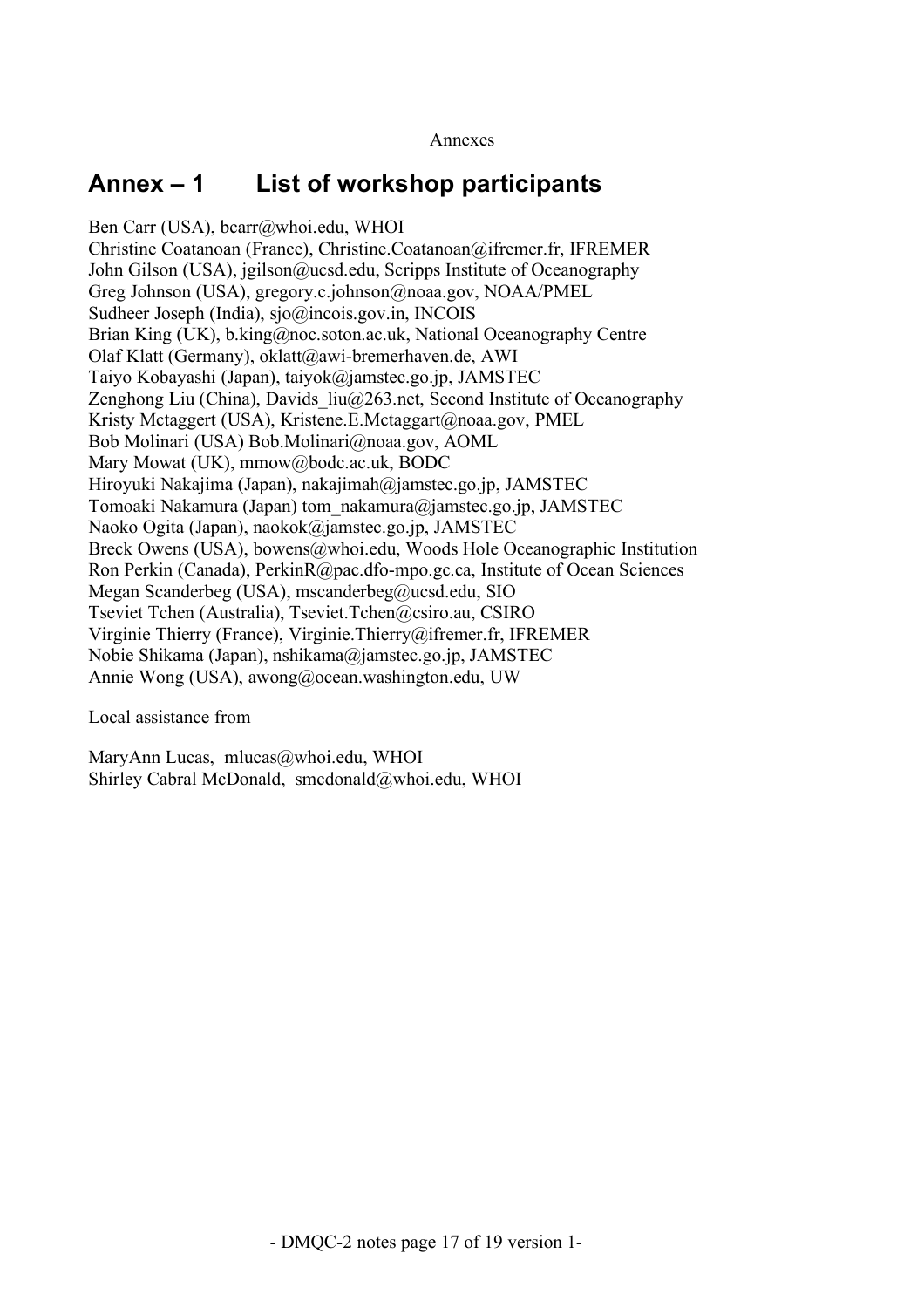# Annex – 1 List of workshop participants

Ben Carr (USA), bcarr@whoi.edu, WHOI
Christine Coatanoan (France), Christine.Coatanoan@ifremer.fr, IFREMER
John Gilson (USA), jgilson@ucsd.edu, Scripps Institute of Oceanography
Greg Johnson (USA), gregory.c.johnson@noaa.gov, NOAA/PMEL
Sudheer Joseph (India), sjo@incois.gov.in, INCOIS
Brian King (UK), b.king@noc.soton.ac.uk, National Oceanography Centre
Olaf Klatt (Germany), oklatt@awi-bremerhaven.de, AWI
Taiyo Kobayashi (Japan), taiyok@jamstec.go.jp, JAMSTEC
Zenghong Liu (China), Davids_liu@263.net, Second Institute of Oceanography
Kristy Mctaggert (USA), Kristene.E.Mctaggart@noaa.gov, PMEL
Bob Molinari (USA) Bob.Molinari@noaa.gov, AOML
Mary Mowat (UK), mmow@bodc.ac.uk, BODC
Hiroyuki Nakajima (Japan), nakajimah@jamstec.go.jp, JAMSTEC
Tomoaki Nakamura (Japan) tom_nakamura@jamstec.go.jp, JAMSTEC
Naoko Ogita (Japan), naokok@jamstec.go.jp, JAMSTEC
Breck Owens (USA), bowens@whoi.edu, Woods Hole Oceanographic Institution
Ron Perkin (Canada), PerkinR@pac.dfo-mpo.gc.ca, Institute of Ocean Sciences
Megan Scanderbeg (USA), mscanderbeg@ucsd.edu, SIO
Tseviet Tchen (Australia), Tseviet.Tchen@csiro.au, CSIRO
Virginie Thierry (France), Virginie.Thierry@ifremer.fr, IFREMER
Nobie Shikama (Japan), nshikama@jamstec.go.jp, JAMSTEC
Annie Wong (USA), awong@ocean.washington.edu, UW

Local assistance from

MaryAnn Lucas, mlucas@whoi.edu, WHOI
Shirley Cabral McDonald, smcdonald@whoi.edu, WHOI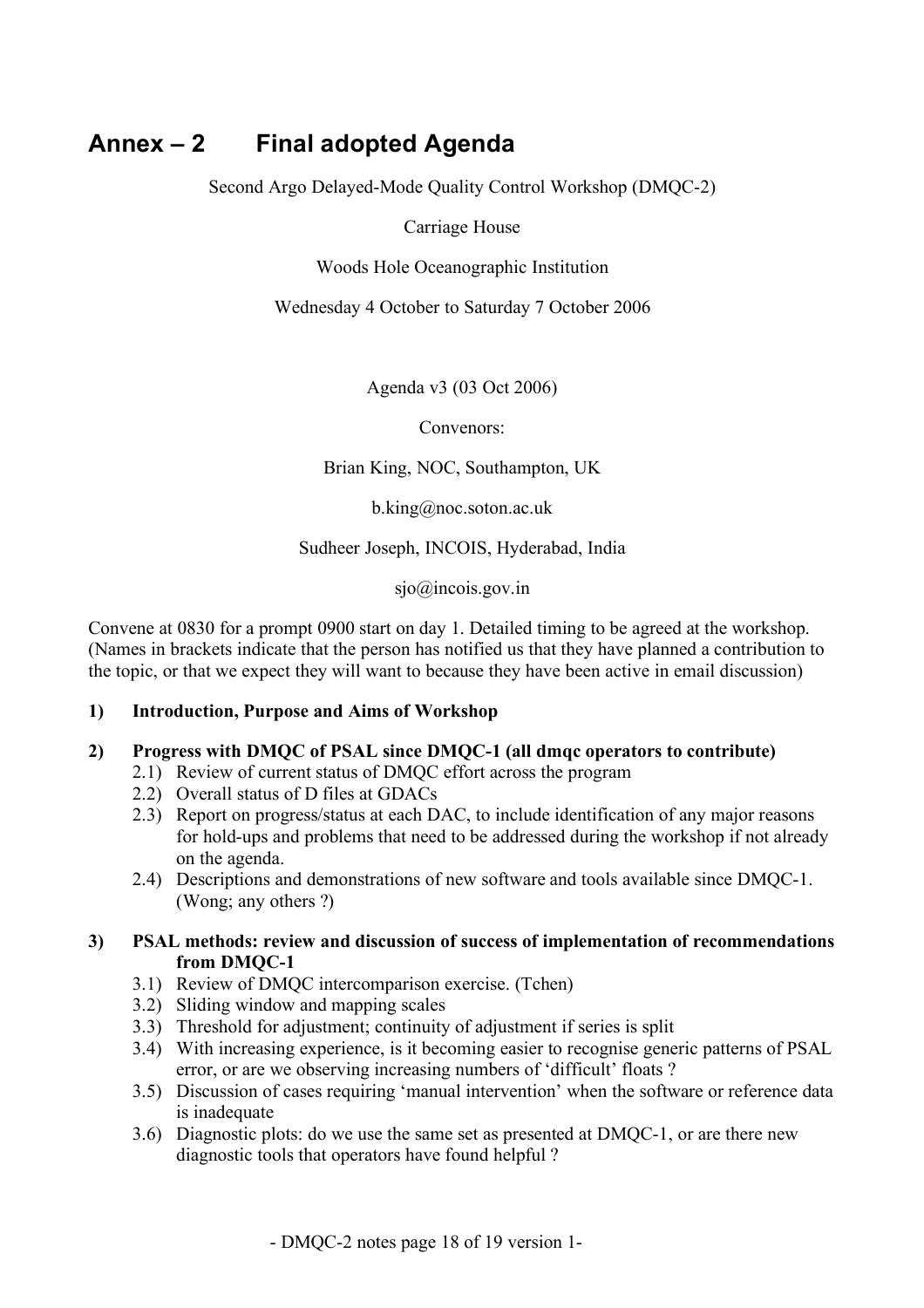# Annex – 2 Final adopted Agenda

Second Argo Delayed-Mode Quality Control Workshop (DMQC-2)

Carriage House

Woods Hole Oceanographic Institution

Wednesday 4 October to Saturday 7 October 2006

Agenda v3 (03 Oct 2006)

Convenors:

Brian King, NOC, Southampton, UK

b.king@noc.soton.ac.uk

Sudheer Joseph, INCOIS, Hyderabad, India

sjo@incois.gov.in

Convene at 0830 for a prompt 0900 start on day 1. Detailed timing to be agreed at the workshop. (Names in brackets indicate that the person has notified us that they have planned a contribution to the topic, or that we expect they will want to because they have been active in email discussion)

**1) Introduction, Purpose and Aims of Workshop**

**2) Progress with DMQC of PSAL since DMQC-1 (all dmqc operators to contribute)**

- 2.1) Review of current status of DMQC effort across the program
- 2.2) Overall status of D files at GDACs
- 2.3) Report on progress/status at each DAC, to include identification of any major reasons for hold-ups and problems that need to be addressed during the workshop if not already on the agenda.
- 2.4) Descriptions and demonstrations of new software and tools available since DMQC-1. (Wong; any others ?)

**3) PSAL methods: review and discussion of success of implementation of recommendations from DMQC-1**

- 3.1) Review of DMQC intercomparison exercise. (Tchen)
- 3.2) Sliding window and mapping scales
- 3.3) Threshold for adjustment; continuity of adjustment if series is split
- 3.4) With increasing experience, is it becoming easier to recognise generic patterns of PSAL error, or are we observing increasing numbers of 'difficult' floats ?
- 3.5) Discussion of cases requiring 'manual intervention' when the software or reference data is inadequate
- 3.6) Diagnostic plots: do we use the same set as presented at DMQC-1, or are there new diagnostic tools that operators have found helpful ?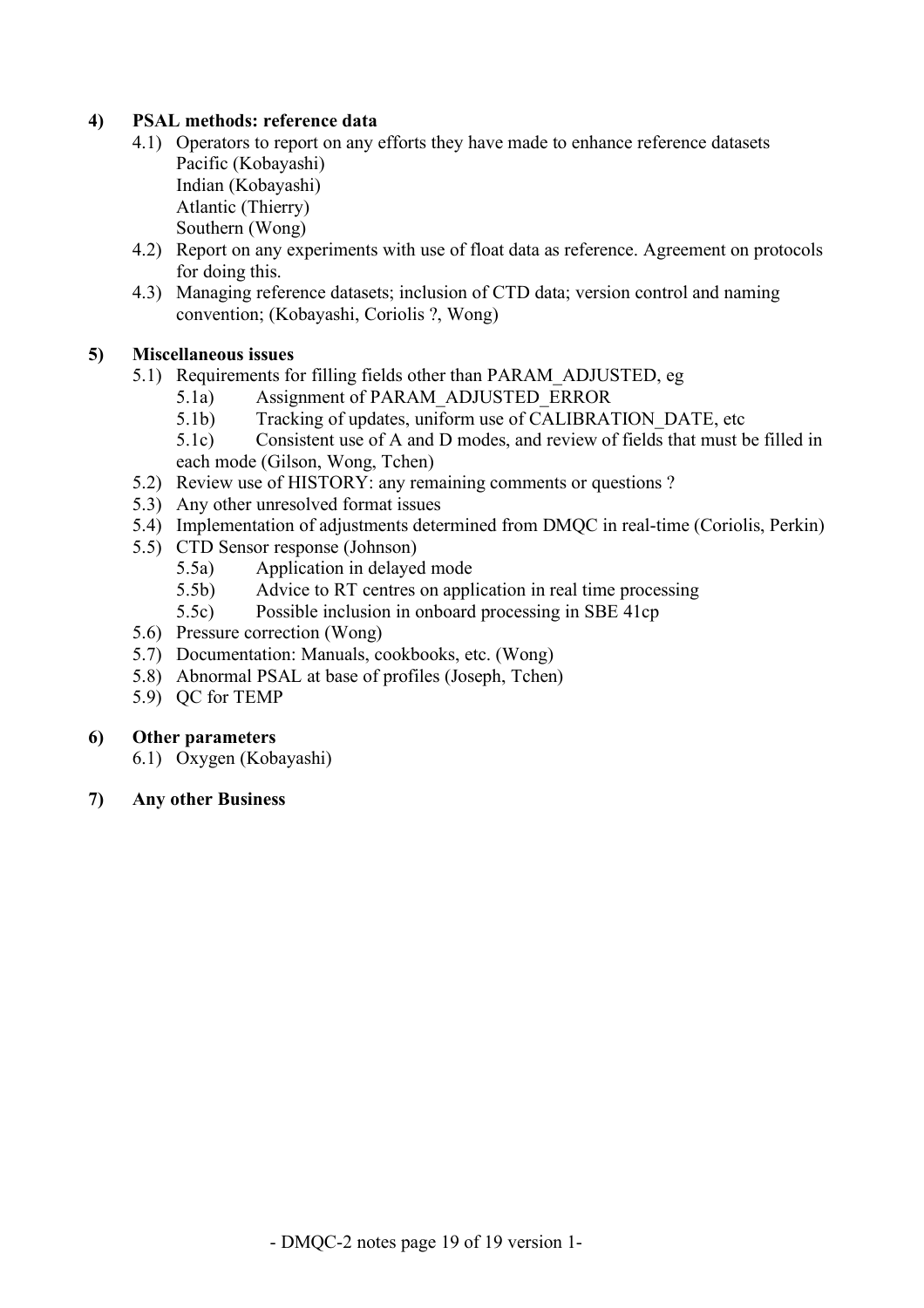**4) PSAL methods: reference data**

- 4.1) Operators to report on any efforts they have made to enhance reference datasets
  Pacific (Kobayashi)
  Indian (Kobayashi)
  Atlantic (Thierry)
  Southern (Wong)
- 4.2) Report on any experiments with use of float data as reference. Agreement on protocols for doing this.
- 4.3) Managing reference datasets; inclusion of CTD data; version control and naming convention; (Kobayashi, Coriolis ?, Wong)

**5) Miscellaneous issues**

- 5.1) Requirements for filling fields other than PARAM_ADJUSTED, eg
  - 5.1a) Assignment of PARAM_ADJUSTED_ERROR
  - 5.1b) Tracking of updates, uniform use of CALIBRATION_DATE, etc
  - 5.1c) Consistent use of A and D modes, and review of fields that must be filled in each mode (Gilson, Wong, Tchen)
- 5.2) Review use of HISTORY: any remaining comments or questions ?
- 5.3) Any other unresolved format issues
- 5.4) Implementation of adjustments determined from DMQC in real-time (Coriolis, Perkin)
- 5.5) CTD Sensor response (Johnson)
  - 5.5a) Application in delayed mode
  - 5.5b) Advice to RT centres on application in real time processing
  - 5.5c) Possible inclusion in onboard processing in SBE 41cp
- 5.6) Pressure correction (Wong)
- 5.7) Documentation: Manuals, cookbooks, etc. (Wong)
- 5.8) Abnormal PSAL at base of profiles (Joseph, Tchen)
- 5.9) QC for TEMP

**6) Other parameters**

- 6.1) Oxygen (Kobayashi)

**7) Any other Business**